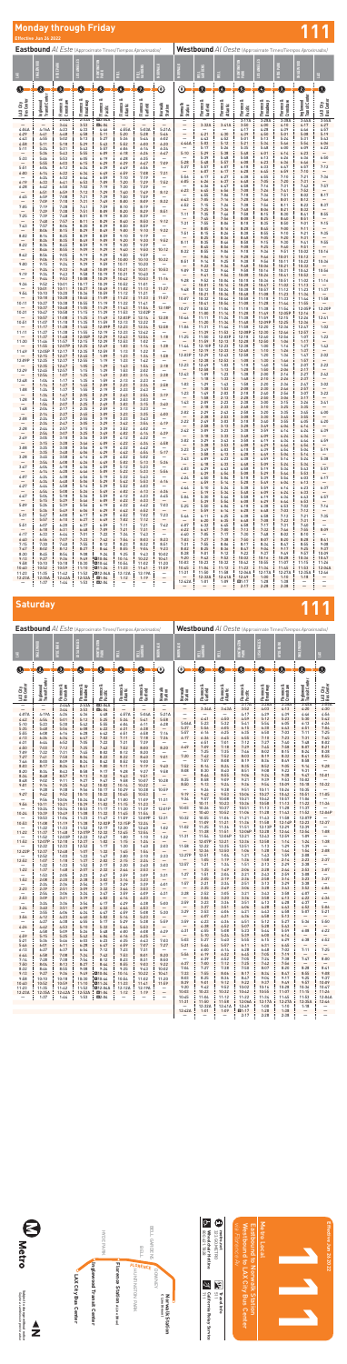# Monday through Friday

Effective Jun 26 2022

# 111

## Eastbound *Al Este* (Approximate Times/Tiempos Aproximados)

| 1 | 2 | 3 | 4 | 5 | 6 | 7 | 8 |
|---|---|---|---|---|---|---|---|
| LAX City Bus Center | Inglewood Transit Center | Florence & Crenshaw | Florence & Vermont | Florence & Broadway | Florence & Central | Florence & Salt Lake | Norwalk Station |

## Westbound *Al Oeste* (Approximate Times/Tiempos Aproximados)

| 8 | 7 | 6 | 5 | 4 | 3 | 2 | 1 |
|---|---|---|---|---|---|---|---|
| Norwalk Station | Florence & Salt Lake | Florence & Central | Florence & Broadway | Florence & Vermont | Florence & Crenshaw | Inglewood Transit Center | LAX City Bus Center |

# Saturday

# 111

## Eastbound *Al Este* (Approximate Times/Tiempos Aproximados)

| 1 | 2 | 3 | 4 | 5 | 6 | 7 | 8 |
|---|---|---|---|---|---|---|---|
| LAX City Bus Center | Inglewood Transit Center | Florence & Crenshaw | Florence & Vermont | Florence & Broadway | Florence & Central | Florence & Salt Lake | Norwalk Station |

## Westbound *Al Oeste* (Approximate Times/Tiempos Aproximados)

| 8 | 7 | 6 | 5 | 4 | 3 | 2 | 1 |
|---|---|---|---|---|---|---|---|
| Norwalk Station | Florence & Salt Lake | Florence & Central | Florence & Broadway | Florence & Vermont | Florence & Crenshaw | Inglewood Transit Center | LAX City Bus Center |

Metro

LAX City Bus Center — Inglewood Transit Center — Florence Station — Norwalk Station

# Metro Local 111

Eastbound to Norwalk Station

Westbound to LAX City Bus Center

via Florence Av

Effective Jun 26 2022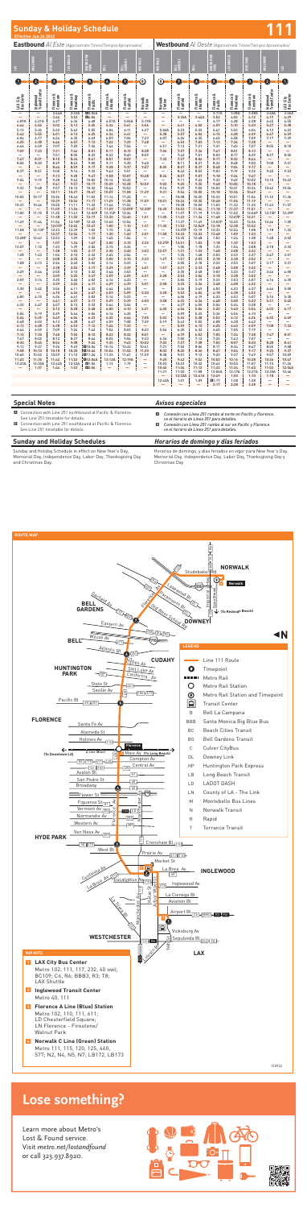# Sunday & Holiday Schedule

**Effective Jun 26 2022**

# 111

## Eastbound *Al Este* (Approximate Times / Tiempos Aproximados)

| LAX | INGLEWOOD | HYDE PARK | FLORENCE | FLORENCE | BELL | BELL GARDENS | NORWALK |
|---|---|---|---|---|---|---|---|
| 1 | 2 | 3 | 4 | 5 | 6 | 7 | 8 |
| LAX City Bus Center | Inglewood Transit Center | Florence & Crenshaw | Florence & Vermont | Florence & Pacific | Florence & Atlantic | Florence & Garfield | Norwalk Station |
| — | — | 3:44 | 3:53 | 4:06 | — | — | — |
| 4:09A | 4:21A | 4:33 | 4:44 | 4:58 | 5:06A | 5:06A | 5:26A |
| 4:44 | 4:56 | 5:09 | 5:20 | 5:34 | 5:41 | 5:46 | 6:04 |
| 5:13 | 5:25 | 5:40 | 5:51 | 6:04 | 6:11 | 6:16 | 6:34 |
| 5:43 | 5:55 | 6:10 | 6:21 | 6:34 | 6:41 | 6:46 | 7:04 |
| 6:13 | 6:25 | 6:41 | 6:52 | 7:06 | 7:13 | 7:18 | 7:36 |
| 6:43 | 6:55 | 7:12 | 7:23 | 7:38 | 7:45 | 7:50 | 8:08 |
| 7:09 | 7:22 | 7:39 | 7:51 | 8:06 | 8:13 | 8:19 | 8:37 |
| 7:37 | 7:51 | 8:09 | 8:21 | 8:37 | 8:44 | 8:50 | 9:08 |
| 8:07 | 8:21 | 8:40 | 8:52 | 9:09 | 9:16 | 9:22 | 9:41 |
| 8:37 | 8:52 | 9:11 | 9:24 | 9:41 | 9:49 | 9:55 | 10:14 |
| 9:05 | 9:20 | 9:41 | 9:54 | 10:12 | 10:20 | 10:26 | 10:45 |
| 9:32 | 9:48 | 10:09 | 10:23 | 10:41 | 10:49 | 10:55 | 11:15 |
| 10:02 | 10:18 | 10:39 | 10:53 | 11:12 | 11:20 | 11:26 | 11:46 |
| 10:32 | 10:48 | 11:09 | 11:23 | 11:42 | 11:50 | 11:56 | 12:16P |
| 11:02 | 11:18 | 11:39 | 11:53 | 12:12P | 12:20P | 12:26P | 12:46 |
| 11:32 | 11:48 | 12:09P | 12:23P | 12:42 | 12:50 | 12:56 | 1:16 |
| 12:02P | 12:18P | 12:39 | 12:53 | 1:12 | 1:20 | 1:26 | 1:46 |
| 12:32 | 12:48 | 1:09 | 1:23 | 1:42 | 1:50 | 1:56 | 2:16 |
| 1:02 | 1:18 | 1:39 | 1:53 | 2:12 | 2:20 | 2:26 | 2:46 |
| 1:32 | 1:48 | 2:09 | 2:23 | 2:42 | 2:50 | 2:56 | 3:16 |
| 2:02 | 2:18 | 2:39 | 2:53 | 3:12 | 3:20 | 3:26 | 3:46 |
| 2:32 | 2:48 | 3:09 | 3:23 | 3:42 | 3:50 | 3:56 | 4:16 |
| 3:02 | 3:18 | 3:39 | 3:53 | 4:12 | 4:20 | 4:26 | 4:46 |
| 3:32 | 3:48 | 4:09 | 4:23 | 4:42 | 4:50 | 4:56 | 5:16 |
| 4:02 | 4:18 | 4:39 | 4:53 | 5:12 | 5:20 | 5:26 | 5:46 |
| 4:32 | 4:48 | 5:09 | 5:23 | 5:42 | 5:50 | 5:56 | 6:15 |
| 5:02 | 5:18 | 5:38 | 5:52 | 6:10 | 6:18 | 6:24 | 6:43 |
| 5:32 | 5:48 | 6:08 | 6:21 | 6:39 | 6:47 | 6:53 | 7:12 |
| 6:02 | 6:18 | 6:37 | 6:50 | 7:08 | 7:15 | 7:21 | 7:40 |
| 6:34 | 6:49 | 7:07 | 7:19 | 7:36 | 7:43 | 7:49 | 8:07 |
| 7:05 | 7:20 | 7:37 | 7:49 | 8:05 | 8:12 | 8:18 | 8:36 |
| 7:41 | 7:55 | 8:12 | 8:23 | 8:38 | 8:45 | 8:51 | 9:09 |
| 8:13 | 8:27 | 8:43 | 8:54 | 9:09 | 9:16 | 9:21 | 9:39 |
| 8:45 | 8:58 | 9:14 | 9:25 | 9:40 | 9:46 | 9:51 | 10:08 |
| 9:17 | 9:30 | 9:45 | 9:55 | 10:10 | 10:16 | 10:21 | 10:38 |
| 10:40 | 10:53 | 11:08 | 11:18 | 11:32 | 11:38 | 11:43 | 12:00 |
| 11:40 | 11:52 | 12:07A | 12:17A | 12:31A | 12:37A | 12:41A | 12:58A |
| 12:40A | 12:52A | 1:06 | 1:15 | 1:29 | — | — | — |
| 1:37 | 1:48 | 2:02 | 2:11 | 2:24 | — | — | — |

## Westbound *Al Oeste* (Approximate Times / Tiempos Aproximados)

| NORWALK | BELL GARDENS | BELL | FLORENCE | FLORENCE | HYDE PARK | INGLEWOOD | LAX |
|---|---|---|---|---|---|---|---|
| 8 | 7 | 6 | 5 | 4 | 3 | 2 | 1 |
| Norwalk Station | Florence & Garfield | Florence & Atlantic | Florence & Pacific | Florence & Vermont | Florence & Crenshaw | Inglewood Transit Center | LAX City Bus Center |
| — | — | — | — | — | 3:37 | 3:52 | 4:02 |
| — | 3:28A | 3:46A | 4:02 | 4:08 | 4:19 | 4:29 | — |
| — | — | — | 4:17 | 4:23 | 4:35 | 4:49 | 5:01 |
| — | 4:51 | 4:56 | 5:10 | 5:16 | 5:28 | 5:43 | 5:55 |
| 5:04A | 5:20 | 5:26 | 5:41 | 5:47 | 6:00 | 6:16 | 6:28 |
| 5:38 | 5:54 | 6:00 | 6:15 | 6:22 | 6:35 | 6:52 | 7:05 |
| 6:06 | 6:23 | 6:29 | 6:45 | 6:52 | 7:06 | 7:23 | 7:36 |
| 6:36 | 6:53 | 6:59 | 7:15 | 7:22 | 7:37 | 7:54 | 8:08 |
| 7:05 | 7:23 | 7:29 | 7:46 | 7:53 | 8:09 | 8:27 | 8:41 |
| 7:35 | 7:53 | 8:00 | 8:18 | 8:25 | 8:41 | 8:59 | 9:14 |
| 8:05 | 8:24 | 8:31 | 8:49 | 8:57 | 9:13 | 9:32 | 9:47 |
| 8:34 | 8:54 | 9:01 | 9:20 | 9:28 | 9:45 | 10:04 | 10:19 |
| 9:04 | 9:24 | 9:31 | 9:50 | 9:58 | 10:15 | 10:34 | 10:50 |
| 9:34 | 9:54 | 10:01 | 10:20 | 10:28 | 10:45 | 11:04 | 11:20 |
| 10:04 | 10:24 | 10:31 | 10:50 | 10:58 | 11:15 | 11:34 | 11:50 |
| 10:34 | 10:54 | 11:01 | 11:20 | 11:28 | 11:45 | 12:04P | 12:20P |
| 11:04 | 11:24 | 11:31 | 11:50 | 11:58 | 12:15P | 12:34 | 12:50 |
| 11:34 | 11:54 | 12:01P | 12:20P | 12:28P | 12:45 | 1:04 | 1:20 |
| 12:04P | 12:24P | 12:31 | 12:50 | 12:58 | 1:15 | 1:34 | 1:50 |
| 12:34 | 12:54 | 1:01 | 1:20 | 1:28 | 1:45 | 2:04 | 2:20 |
| 1:04 | 1:24 | 1:31 | 1:50 | 1:58 | 2:15 | 2:34 | 2:50 |
| 1:34 | 1:54 | 2:01 | 2:20 | 2:28 | 2:45 | 3:04 | 3:20 |
| 2:04 | 2:24 | 2:31 | 2:50 | 2:58 | 3:15 | 3:34 | 3:50 |
| 2:34 | 2:54 | 3:01 | 3:20 | 3:28 | 3:45 | 4:04 | 4:20 |
| 3:04 | 3:24 | 3:31 | 3:50 | 3:58 | 4:15 | 4:34 | 4:50 |
| 3:34 | 3:54 | 4:01 | 4:20 | 4:28 | 4:45 | 5:04 | 5:20 |
| 4:04 | 4:24 | 4:31 | 4:50 | 4:58 | 5:15 | 5:34 | 5:49 |
| 4:34 | 4:54 | 5:01 | 5:20 | 5:28 | 5:45 | 6:03 | 6:18 |
| 5:04 | 5:24 | 5:31 | 5:50 | 5:58 | 6:14 | 6:32 | 6:47 |
| 5:34 | 5:54 | 6:01 | 6:19 | 6:27 | 6:43 | 7:01 | 7:15 |
| 6:07 | 6:26 | 6:33 | 6:50 | 6:57 | 7:13 | 7:30 | 7:44 |
| 6:39 | 6:57 | 7:03 | 7:20 | 7:27 | 7:42 | 7:59 | 8:12 |
| 7:11 | 7:28 | 7:34 | 7:50 | 7:57 | 8:11 | 8:27 | 8:40 |
| 7:45 | 8:01 | 8:07 | 8:22 | 8:28 | 8:42 | 8:57 | 9:09 |
| 8:20 | 8:35 | 8:41 | 8:55 | 9:01 | 9:14 | 9:28 | 9:39 |
| 8:56 | 9:10 | 9:16 | 9:29 | 9:35 | 9:47 | 10:00 | 10:11 |
| 10:02 | 10:15 | 10:20 | 10:33 | 10:38 | 10:50 | 11:03 | 11:13 |
| 10:57 | 11:10 | 11:15 | 11:27 | 11:32 | 11:43 | 11:55 | 12:05A |
| 11:53 | 12:05A | 12:10A | 12:22A | 12:27A | 12:38A | 12:50A | 12:59 |
| 12:48A | 1:00 | 1:05 | 1:16 | 1:21 | 1:31 | 1:42 | 1:51 |
| — | — | — | 2:17 | 2:21 | 2:31 | 2:42 | 2:50 |

## Special Notes

**A** Connection with Line 251 northbound at Pacific & Florence. See Line 251 timetable for details.

**B** Connection with Line 251 southbound at Pacific & Florence. See Line 251 timetable for details.

## Avisos especiales

**A** *Conexión con Línea 251 rumbo al norte en Pacific y Florence. ve el horario de Línea 251 para detalles.*

**B** *Conexión con Línea 251 rumbo al sur en Pacific y Florence. ve el horario de Línea 251 para detalles.*

## Sunday and Holiday Schedules

Sunday and Holiday Schedule in effect on New Year's Day, Memorial Day, Independence Day, Labor Day, Thanksgiving Day and Christmas Day.

## Horarios de domingo y días feriados

Horarios de domingo y días feriados en vigor para New Year's Day, Memorial Day, Independence Day, Labor Day, Thanksgiving Day y Christmas Day.

## Route Map

NORWALK, BELL GARDENS, BELL, DOWNEY, CUDAHY, HUNTINGTON PARK, FLORENCE, HYDE PARK, INGLEWOOD, WESTCHESTER, LAX

### Legend

- Line 111 Route
- Timepoint
- Metro Rail Line
- Metro Station
- Metro Rail and Station and Timepoint
- Transit Center
- B Bell La Campana
- BBB Santa Monica Big Blue Bus
- BC Beach Cities Transit
- BG Bell Gardens Transit
- C Culver CityBus
- DL Downey Link
- HP Huntington Park Express
- LB Long Beach Transit
- LD LADOT DASH
- LN County of LA – The Link
- M Montebello Bus Lines
- N Norwalk Transit
- R Rapid
- T Torrance Transit

### Mapnotes

**1 LAX City Bus Center**
Metro 102, 111, 117, 232, 40 owl; BC109; C6, R6; BBB3, R3; T8; LAX Shuttle

**2 Inglewood Transit Center**
Metro 40, 111

**3 Florence & LA (Blue) Station**
Metro 102, 110, 111, 611; LD Chesterfield Square; LN Florence - Firestone/ Walnut Park

**4 Norwalk C Line (Green) Station**
Metro 111, 115, 120, 125, 460, 577; N2, N4, N5, N7; LB172; LB173

# Lose something?

Learn more about Metro's Lost & Found service.
Visit metro.net/lostandfound or call 323.937.8920.